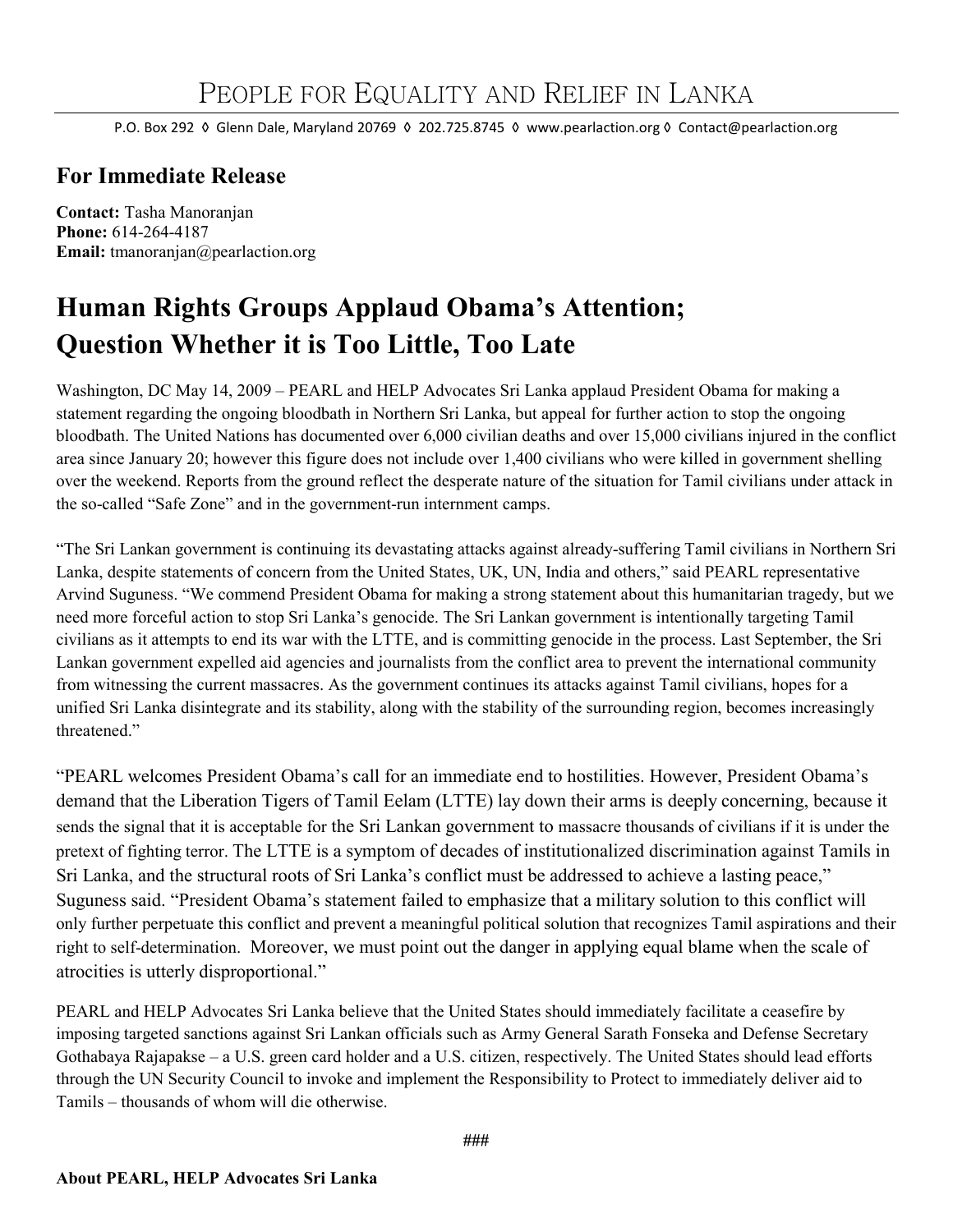# People for Equality and Relief in Lanka

P.O. Box 292 ◊ Glenn Dale, Maryland 20769 ◊ 202.725.8745 ◊ www.pearlaction.org ◊ Contact@pearlaction.org

## For Immediate Release

**Contact:** Tasha Manoranjan
**Phone:** 614-264-4187
**Email:** tmanoranjan@pearlaction.org

# Human Rights Groups Applaud Obama's Attention; Question Whether it is Too Little, Too Late

Washington, DC May 14, 2009 – PEARL and HELP Advocates Sri Lanka applaud President Obama for making a statement regarding the ongoing bloodbath in Northern Sri Lanka, but appeal for further action to stop the ongoing bloodbath. The United Nations has documented over 6,000 civilian deaths and over 15,000 civilians injured in the conflict area since January 20; however this figure does not include over 1,400 civilians who were killed in government shelling over the weekend. Reports from the ground reflect the desperate nature of the situation for Tamil civilians under attack in the so-called "Safe Zone" and in the government-run internment camps.

"The Sri Lankan government is continuing its devastating attacks against already-suffering Tamil civilians in Northern Sri Lanka, despite statements of concern from the United States, UK, UN, India and others," said PEARL representative Arvind Suguness. "We commend President Obama for making a strong statement about this humanitarian tragedy, but we need more forceful action to stop Sri Lanka's genocide. The Sri Lankan government is intentionally targeting Tamil civilians as it attempts to end its war with the LTTE, and is committing genocide in the process. Last September, the Sri Lankan government expelled aid agencies and journalists from the conflict area to prevent the international community from witnessing the current massacres. As the government continues its attacks against Tamil civilians, hopes for a unified Sri Lanka disintegrate and its stability, along with the stability of the surrounding region, becomes increasingly threatened."

"PEARL welcomes President Obama's call for an immediate end to hostilities. However, President Obama's demand that the Liberation Tigers of Tamil Eelam (LTTE) lay down their arms is deeply concerning, because it sends the signal that it is acceptable for the Sri Lankan government to massacre thousands of civilians if it is under the pretext of fighting terror. The LTTE is a symptom of decades of institutionalized discrimination against Tamils in Sri Lanka, and the structural roots of Sri Lanka's conflict must be addressed to achieve a lasting peace," Suguness said. "President Obama's statement failed to emphasize that a military solution to this conflict will only further perpetuate this conflict and prevent a meaningful political solution that recognizes Tamil aspirations and their right to self-determination. Moreover, we must point out the danger in applying equal blame when the scale of atrocities is utterly disproportional."

PEARL and HELP Advocates Sri Lanka believe that the United States should immediately facilitate a ceasefire by imposing targeted sanctions against Sri Lankan officials such as Army General Sarath Fonseka and Defense Secretary Gothabaya Rajapakse – a U.S. green card holder and a U.S. citizen, respectively. The United States should lead efforts through the UN Security Council to invoke and implement the Responsibility to Protect to immediately deliver aid to Tamils – thousands of whom will die otherwise.

###

**About PEARL, HELP Advocates Sri Lanka**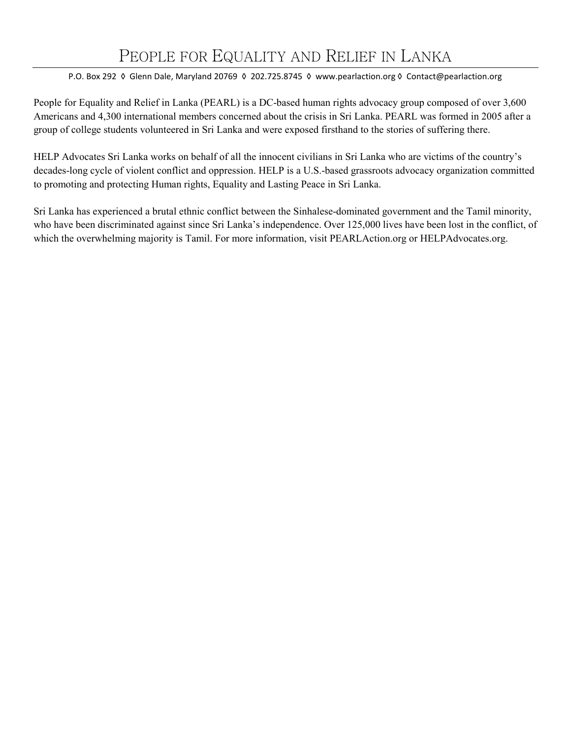# People for Equality and Relief in Lanka

P.O. Box 292 ◊ Glenn Dale, Maryland 20769 ◊ 202.725.8745 ◊ www.pearlaction.org ◊ Contact@pearlaction.org

People for Equality and Relief in Lanka (PEARL) is a DC-based human rights advocacy group composed of over 3,600 Americans and 4,300 international members concerned about the crisis in Sri Lanka. PEARL was formed in 2005 after a group of college students volunteered in Sri Lanka and were exposed firsthand to the stories of suffering there.

HELP Advocates Sri Lanka works on behalf of all the innocent civilians in Sri Lanka who are victims of the country's decades-long cycle of violent conflict and oppression. HELP is a U.S.-based grassroots advocacy organization committed to promoting and protecting Human rights, Equality and Lasting Peace in Sri Lanka.

Sri Lanka has experienced a brutal ethnic conflict between the Sinhalese-dominated government and the Tamil minority, who have been discriminated against since Sri Lanka's independence. Over 125,000 lives have been lost in the conflict, of which the overwhelming majority is Tamil. For more information, visit PEARLAction.org or HELPAdvocates.org.